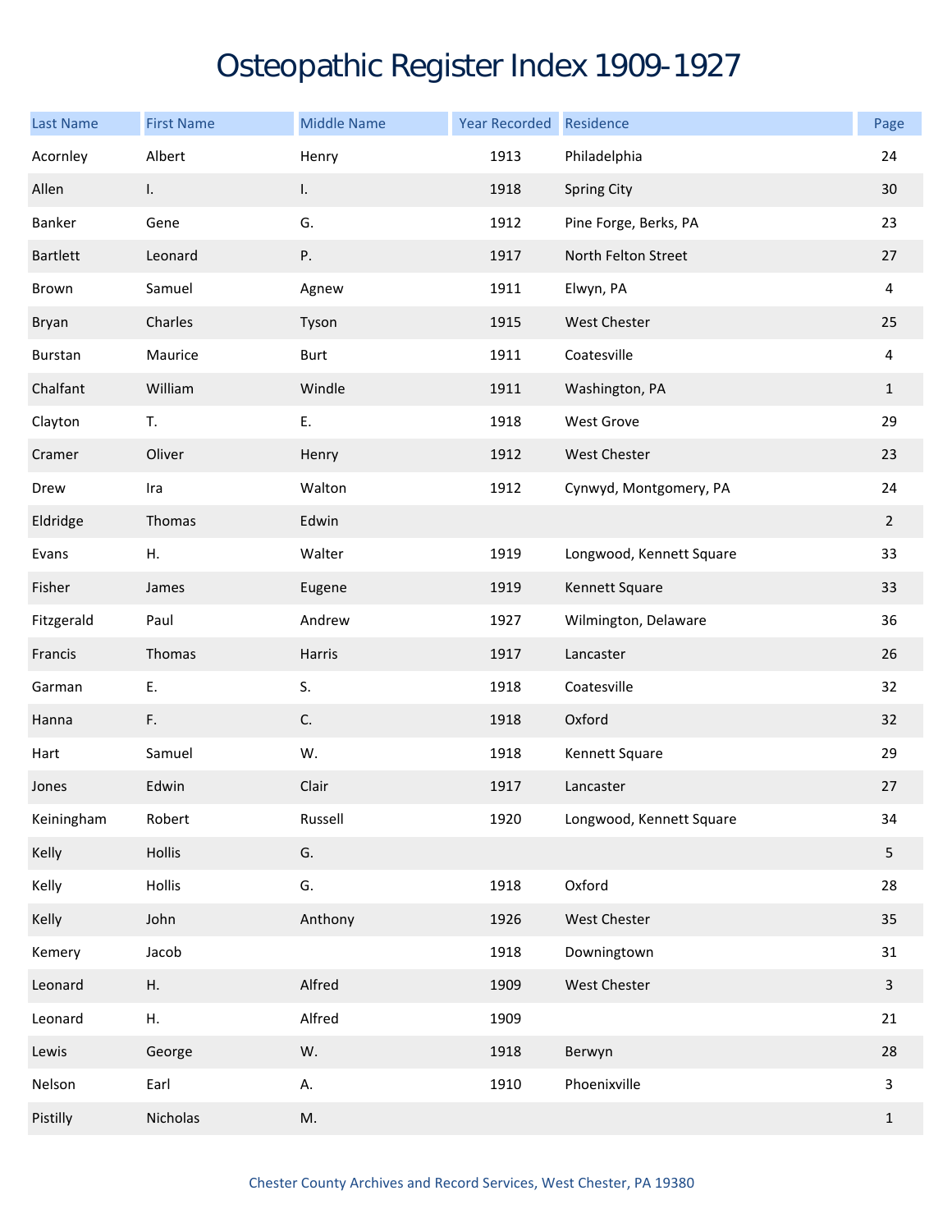# Osteopathic Register Index 1909-1927

| Last Name | First Name | Middle Name | Year Recorded | Residence | Page |
|---|---|---|---|---|---|
| Acornley | Albert | Henry | 1913 | Philadelphia | 24 |
| Allen | I. | I. | 1918 | Spring City | 30 |
| Banker | Gene | G. | 1912 | Pine Forge, Berks, PA | 23 |
| Bartlett | Leonard | P. | 1917 | North Felton Street | 27 |
| Brown | Samuel | Agnew | 1911 | Elwyn, PA | 4 |
| Bryan | Charles | Tyson | 1915 | West Chester | 25 |
| Burstan | Maurice | Burt | 1911 | Coatesville | 4 |
| Chalfant | William | Windle | 1911 | Washington, PA | 1 |
| Clayton | T. | E. | 1918 | West Grove | 29 |
| Cramer | Oliver | Henry | 1912 | West Chester | 23 |
| Drew | Ira | Walton | 1912 | Cynwyd, Montgomery, PA | 24 |
| Eldridge | Thomas | Edwin | | | 2 |
| Evans | H. | Walter | 1919 | Longwood, Kennett Square | 33 |
| Fisher | James | Eugene | 1919 | Kennett Square | 33 |
| Fitzgerald | Paul | Andrew | 1927 | Wilmington, Delaware | 36 |
| Francis | Thomas | Harris | 1917 | Lancaster | 26 |
| Garman | E. | S. | 1918 | Coatesville | 32 |
| Hanna | F. | C. | 1918 | Oxford | 32 |
| Hart | Samuel | W. | 1918 | Kennett Square | 29 |
| Jones | Edwin | Clair | 1917 | Lancaster | 27 |
| Keiningham | Robert | Russell | 1920 | Longwood, Kennett Square | 34 |
| Kelly | Hollis | G. | | | 5 |
| Kelly | Hollis | G. | 1918 | Oxford | 28 |
| Kelly | John | Anthony | 1926 | West Chester | 35 |
| Kemery | Jacob | | 1918 | Downingtown | 31 |
| Leonard | H. | Alfred | 1909 | West Chester | 3 |
| Leonard | H. | Alfred | 1909 | | 21 |
| Lewis | George | W. | 1918 | Berwyn | 28 |
| Nelson | Earl | A. | 1910 | Phoenixville | 3 |
| Pistilly | Nicholas | M. | | | 1 |

Chester County Archives and Record Services, West Chester, PA 19380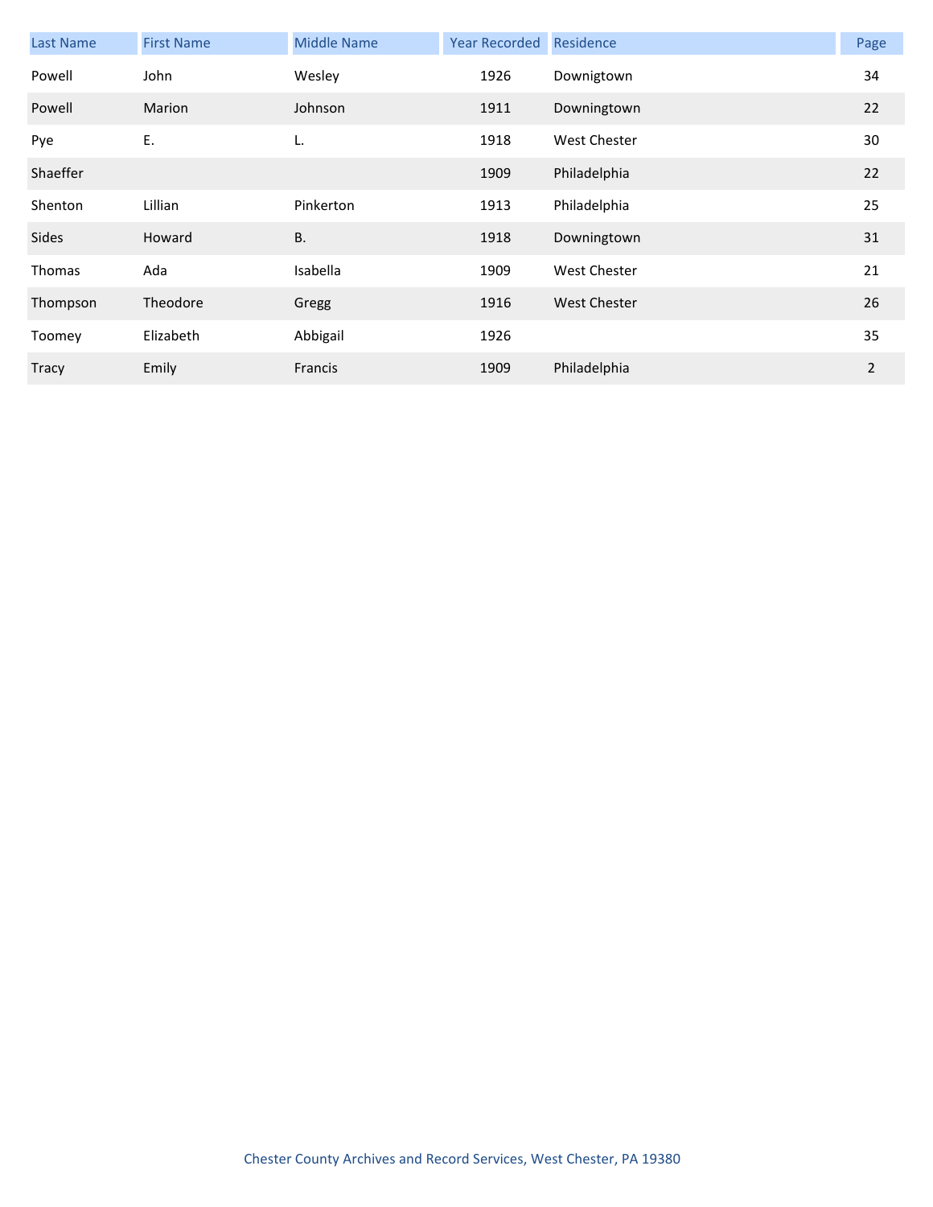| Last Name | First Name | Middle Name | Year Recorded | Residence | Page |
| --- | --- | --- | --- | --- | --- |
| Powell | John | Wesley | 1926 | Downigtown | 34 |
| Powell | Marion | Johnson | 1911 | Downingtown | 22 |
| Pye | E. | L. | 1918 | West Chester | 30 |
| Shaeffer | | | 1909 | Philadelphia | 22 |
| Shenton | Lillian | Pinkerton | 1913 | Philadelphia | 25 |
| Sides | Howard | B. | 1918 | Downingtown | 31 |
| Thomas | Ada | Isabella | 1909 | West Chester | 21 |
| Thompson | Theodore | Gregg | 1916 | West Chester | 26 |
| Toomey | Elizabeth | Abbigail | 1926 | | 35 |
| Tracy | Emily | Francis | 1909 | Philadelphia | 2 |

Chester County Archives and Record Services, West Chester, PA 19380